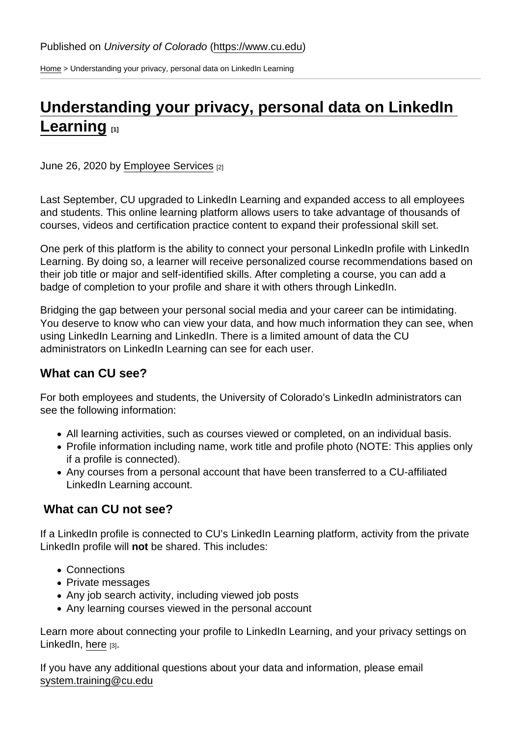Published on *University of Colorado* (https://www.cu.edu)

Home > Understanding your privacy, personal data on LinkedIn Learning

# Understanding your privacy, personal data on LinkedIn Learning [1]

June 26, 2020 by Employee Services [2]

Last September, CU upgraded to LinkedIn Learning and expanded access to all employees and students. This online learning platform allows users to take advantage of thousands of courses, videos and certification practice content to expand their professional skill set.

One perk of this platform is the ability to connect your personal LinkedIn profile with LinkedIn Learning. By doing so, a learner will receive personalized course recommendations based on their job title or major and self-identified skills. After completing a course, you can add a badge of completion to your profile and share it with others through LinkedIn.

Bridging the gap between your personal social media and your career can be intimidating. You deserve to know who can view your data, and how much information they can see, when using LinkedIn Learning and LinkedIn. There is a limited amount of data the CU administrators on LinkedIn Learning can see for each user.

## What can CU see?

For both employees and students, the University of Colorado's LinkedIn administrators can see the following information:

- All learning activities, such as courses viewed or completed, on an individual basis.
- Profile information including name, work title and profile photo (NOTE: This applies only if a profile is connected).
- Any courses from a personal account that have been transferred to a CU-affiliated LinkedIn Learning account.

## What can CU not see?

If a LinkedIn profile is connected to CU's LinkedIn Learning platform, activity from the private LinkedIn profile will **not** be shared. This includes:

- Connections
- Private messages
- Any job search activity, including viewed job posts
- Any learning courses viewed in the personal account

Learn more about connecting your profile to LinkedIn Learning, and your privacy settings on LinkedIn, here [3].

If you have any additional questions about your data and information, please email system.training@cu.edu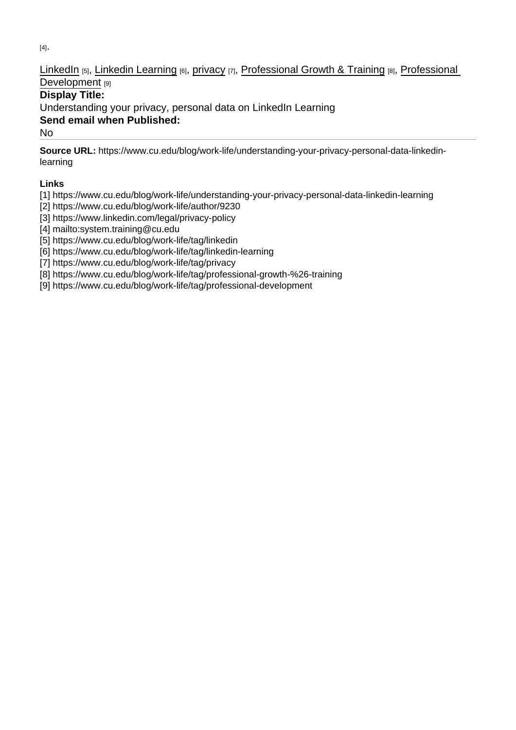[4].

LinkedIn [5], Linkedin Learning [6], privacy [7], Professional Growth & Training [8], Professional Development [9]

**Display Title:**

Understanding your privacy, personal data on LinkedIn Learning

**Send email when Published:**

No

---

**Source URL:** https://www.cu.edu/blog/work-life/understanding-your-privacy-personal-data-linkedin-learning

**Links**

[1] https://www.cu.edu/blog/work-life/understanding-your-privacy-personal-data-linkedin-learning
[2] https://www.cu.edu/blog/work-life/author/9230
[3] https://www.linkedin.com/legal/privacy-policy
[4] mailto:system.training@cu.edu
[5] https://www.cu.edu/blog/work-life/tag/linkedin
[6] https://www.cu.edu/blog/work-life/tag/linkedin-learning
[7] https://www.cu.edu/blog/work-life/tag/privacy
[8] https://www.cu.edu/blog/work-life/tag/professional-growth-%26-training
[9] https://www.cu.edu/blog/work-life/tag/professional-development